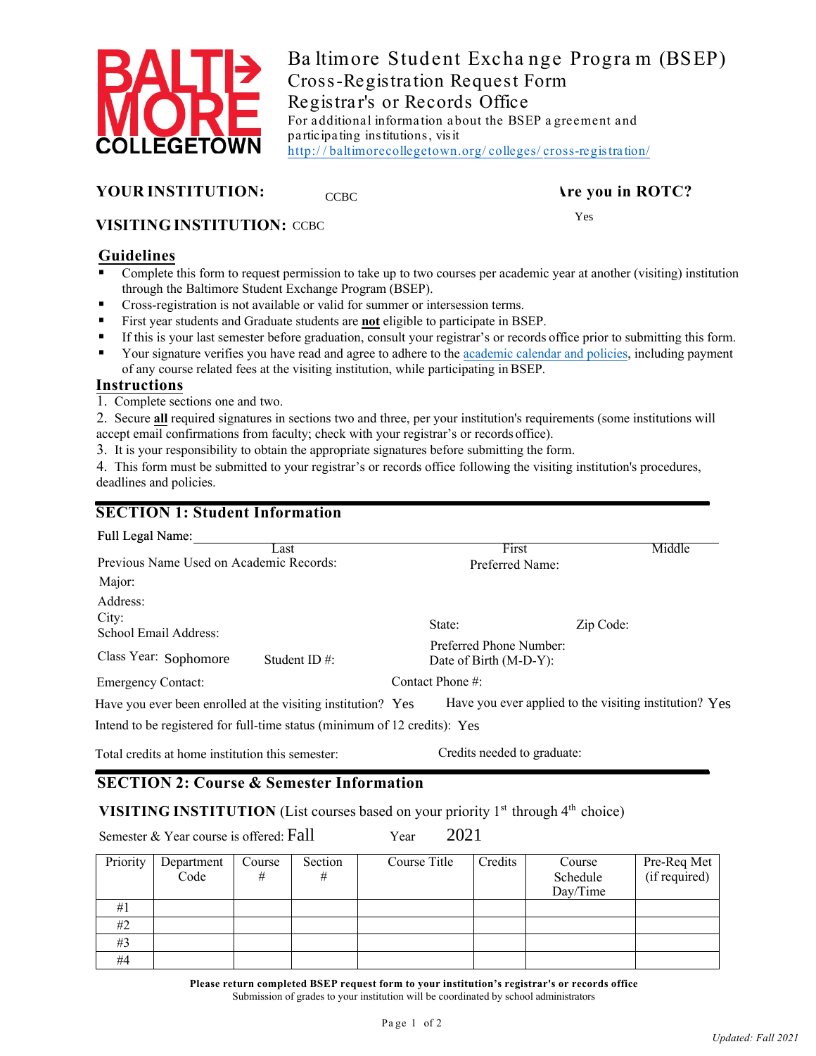BALTIMORE COLLEGETOWN

# Baltimore Student Exchange Program (BSEP)
## Cross-Registration Request Form
## Registrar's or Records Office

For additional information about the BSEP agreement and participating institutions, visit http://baltimorecollegetown.org/colleges/cross-registration/

**YOUR INSTITUTION:** CCBC

**Are you in ROTC?** Yes

**VISITING INSTITUTION:** CCBC

## Guidelines

- Complete this form to request permission to take up to two courses per academic year at another (visiting) institution through the Baltimore Student Exchange Program (BSEP).
- Cross-registration is not available or valid for summer or intersession terms.
- First year students and Graduate students are **not** eligible to participate in BSEP.
- If this is your last semester before graduation, consult your registrar's or records office prior to submitting this form.
- Your signature verifies you have read and agree to adhere to the academic calendar and policies, including payment of any course related fees at the visiting institution, while participating in BSEP.

## Instructions

1. Complete sections one and two.
2. Secure **all** required signatures in sections two and three, per your institution's requirements (some institutions will accept email confirmations from faculty; check with your registrar's or records office).
3. It is your responsibility to obtain the appropriate signatures before submitting the form.
4. This form must be submitted to your registrar's or records office following the visiting institution's procedures, deadlines and policies.

## SECTION 1: Student Information

Full Legal Name: ______________________ Last ______________________ First ______________________ Middle

Previous Name Used on Academic Records: 　　　　Preferred Name:

Major:

Address:

City: 　　　　State: 　　　　Zip Code:

School Email Address: 　　　　Preferred Phone Number:

Class Year: Sophomore 　　　　Student ID #: 　　　　Date of Birth (M-D-Y):

Emergency Contact: 　　　　Contact Phone #:

Have you ever been enrolled at the visiting institution? Yes 　　　　Have you ever applied to the visiting institution? Yes

Intend to be registered for full-time status (minimum of 12 credits): Yes

Total credits at home institution this semester: 　　　　Credits needed to graduate:

## SECTION 2: Course & Semester Information

**VISITING INSTITUTION** (List courses based on your priority 1st through 4th choice)

Semester & Year course is offered: Fall 　　　　Year 2021

| Priority | Department Code | Course # | Section # | Course Title | Credits | Course Schedule Day/Time | Pre-Req Met (if required) |
|---|---|---|---|---|---|---|---|
| #1 | | | | | | | |
| #2 | | | | | | | |
| #3 | | | | | | | |
| #4 | | | | | | | |

**Please return completed BSEP request form to your institution's registrar's or records office**

Submission of grades to your institution will be coordinated by school administrators

*Updated: Fall 2021*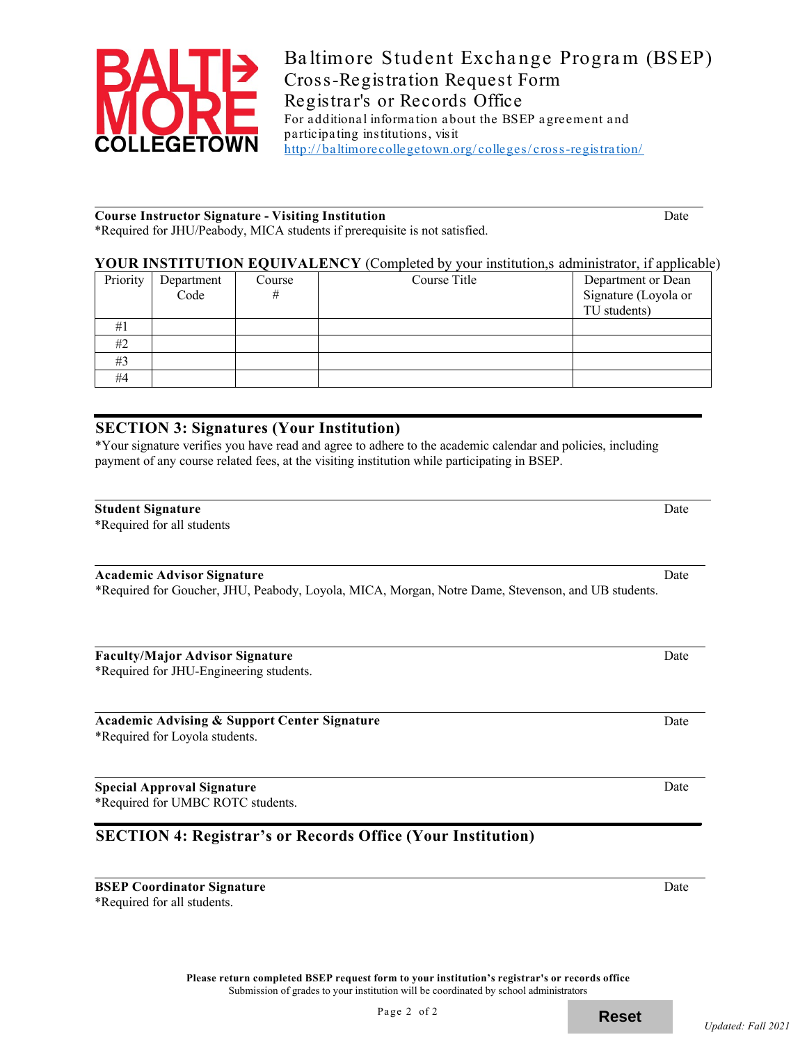# Baltimore Student Exchange Program (BSEP)

Cross-Registration Request Form
Registrar's or Records Office

For additional information about the BSEP agreement and participating institutions, visit http://baltimorecollegetown.org/colleges/cross-registration/

**Course Instructor Signature - Visiting Institution** Date
*Required for JHU/Peabody, MICA students if prerequisite is not satisfied.

**YOUR INSTITUTION EQUIVALENCY** (Completed by your institution,s administrator, if applicable)

| Priority | Department Code | Course # | Course Title | Department or Dean Signature (Loyola or TU students) |
|---|---|---|---|---|
| #1 | | | | |
| #2 | | | | |
| #3 | | | | |
| #4 | | | | |

## SECTION 3: Signatures (Your Institution)

*Your signature verifies you have read and agree to adhere to the academic calendar and policies, including payment of any course related fees, at the visiting institution while participating in BSEP.

**Student Signature** Date
*Required for all students

**Academic Advisor Signature** Date
*Required for Goucher, JHU, Peabody, Loyola, MICA, Morgan, Notre Dame, Stevenson, and UB students.

**Faculty/Major Advisor Signature** Date
*Required for JHU-Engineering students.

**Academic Advising & Support Center Signature** Date
*Required for Loyola students.

**Special Approval Signature** Date
*Required for UMBC ROTC students.

## SECTION 4: Registrar's or Records Office (Your Institution)

**BSEP Coordinator Signature** Date
*Required for all students.

**Please return completed BSEP request form to your institution's registrar's or records office**
Submission of grades to your institution will be coordinated by school administrators

Reset

*Updated: Fall 2021*